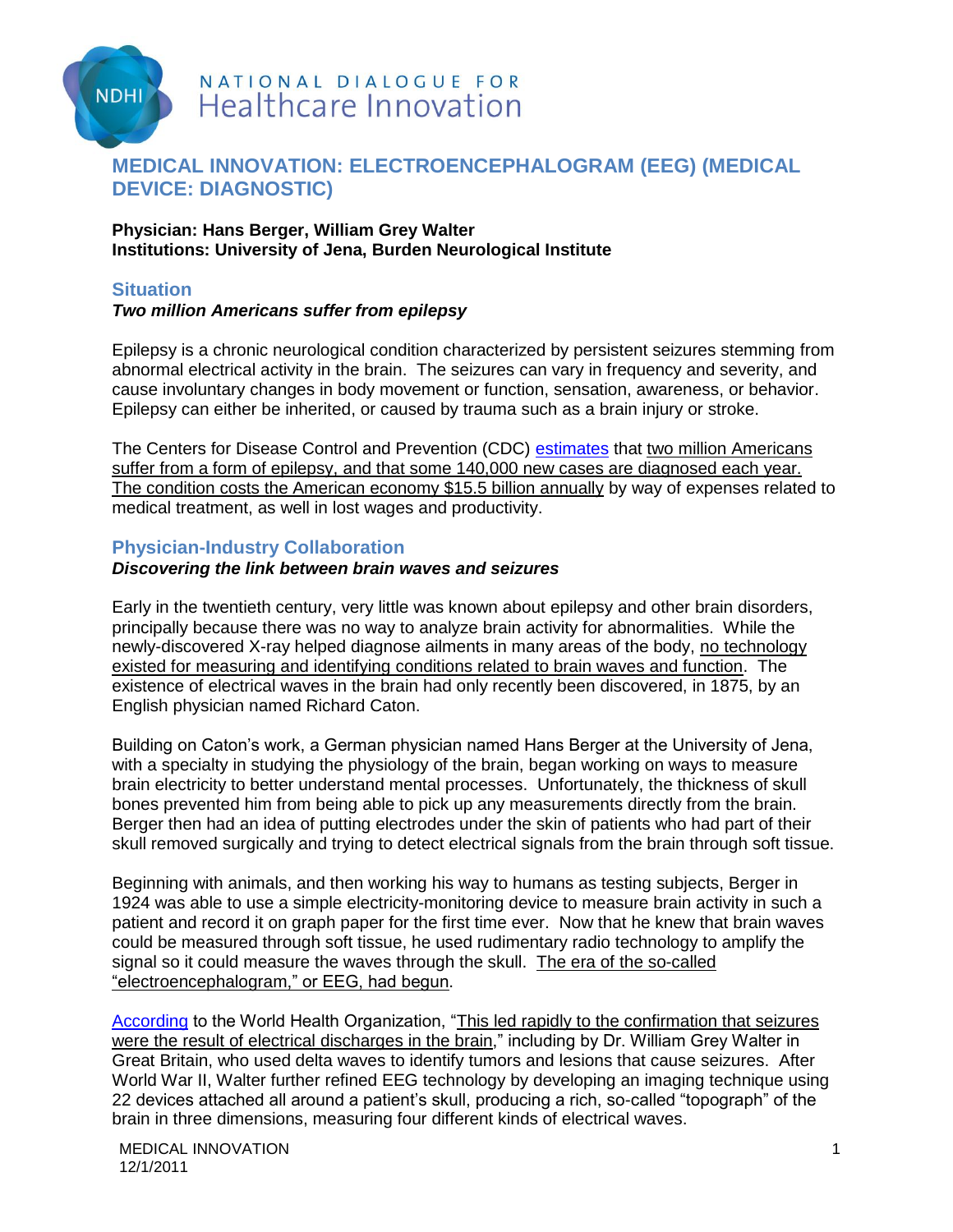NATIONAL DIALOGUE FOR Healthcare Innovation

# MEDICAL INNOVATION: ELECTROENCEPHALOGRAM (EEG) (MEDICAL DEVICE: DIAGNOSTIC)

**Physician: Hans Berger, William Grey Walter**
**Institutions: University of Jena, Burden Neurological Institute**

## Situation

***Two million Americans suffer from epilepsy***

Epilepsy is a chronic neurological condition characterized by persistent seizures stemming from abnormal electrical activity in the brain. The seizures can vary in frequency and severity, and cause involuntary changes in body movement or function, sensation, awareness, or behavior. Epilepsy can either be inherited, or caused by trauma such as a brain injury or stroke.

The Centers for Disease Control and Prevention (CDC) estimates that two million Americans suffer from a form of epilepsy, and that some 140,000 new cases are diagnosed each year. The condition costs the American economy $15.5 billion annually by way of expenses related to medical treatment, as well in lost wages and productivity.

## Physician-Industry Collaboration

***Discovering the link between brain waves and seizures***

Early in the twentieth century, very little was known about epilepsy and other brain disorders, principally because there was no way to analyze brain activity for abnormalities. While the newly-discovered X-ray helped diagnose ailments in many areas of the body, no technology existed for measuring and identifying conditions related to brain waves and function. The existence of electrical waves in the brain had only recently been discovered, in 1875, by an English physician named Richard Caton.

Building on Caton's work, a German physician named Hans Berger at the University of Jena, with a specialty in studying the physiology of the brain, began working on ways to measure brain electricity to better understand mental processes. Unfortunately, the thickness of skull bones prevented him from being able to pick up any measurements directly from the brain. Berger then had an idea of putting electrodes under the skin of patients who had part of their skull removed surgically and trying to detect electrical signals from the brain through soft tissue.

Beginning with animals, and then working his way to humans as testing subjects, Berger in 1924 was able to use a simple electricity-monitoring device to measure brain activity in such a patient and record it on graph paper for the first time ever. Now that he knew that brain waves could be measured through soft tissue, he used rudimentary radio technology to amplify the signal so it could measure the waves through the skull. The era of the so-called "electroencephalogram," or EEG, had begun.

According to the World Health Organization, "This led rapidly to the confirmation that seizures were the result of electrical discharges in the brain," including by Dr. William Grey Walter in Great Britain, who used delta waves to identify tumors and lesions that cause seizures. After World War II, Walter further refined EEG technology by developing an imaging technique using 22 devices attached all around a patient's skull, producing a rich, so-called "topograph" of the brain in three dimensions, measuring four different kinds of electrical waves.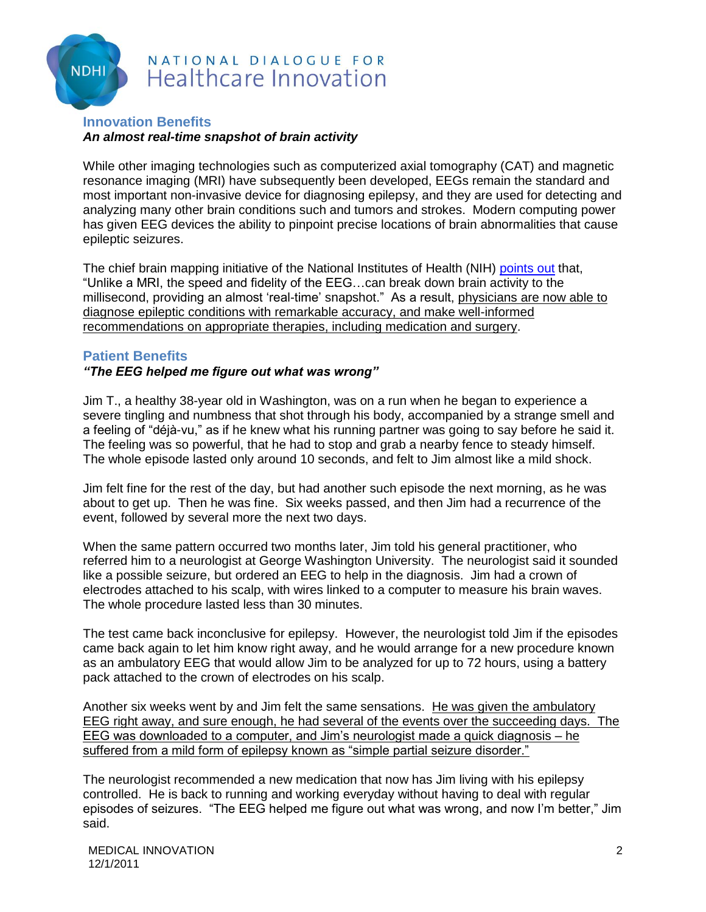## Innovation Benefits

***An almost real-time snapshot of brain activity***

While other imaging technologies such as computerized axial tomography (CAT) and magnetic resonance imaging (MRI) have subsequently been developed, EEGs remain the standard and most important non-invasive device for diagnosing epilepsy, and they are used for detecting and analyzing many other brain conditions such and tumors and strokes. Modern computing power has given EEG devices the ability to pinpoint precise locations of brain abnormalities that cause epileptic seizures.

The chief brain mapping initiative of the National Institutes of Health (NIH) points out that, "Unlike a MRI, the speed and fidelity of the EEG…can break down brain activity to the millisecond, providing an almost 'real-time' snapshot." As a result, physicians are now able to diagnose epileptic conditions with remarkable accuracy, and make well-informed recommendations on appropriate therapies, including medication and surgery.

## Patient Benefits

***"The EEG helped me figure out what was wrong"***

Jim T., a healthy 38-year old in Washington, was on a run when he began to experience a severe tingling and numbness that shot through his body, accompanied by a strange smell and a feeling of "déjà-vu," as if he knew what his running partner was going to say before he said it. The feeling was so powerful, that he had to stop and grab a nearby fence to steady himself. The whole episode lasted only around 10 seconds, and felt to Jim almost like a mild shock.

Jim felt fine for the rest of the day, but had another such episode the next morning, as he was about to get up. Then he was fine. Six weeks passed, and then Jim had a recurrence of the event, followed by several more the next two days.

When the same pattern occurred two months later, Jim told his general practitioner, who referred him to a neurologist at George Washington University. The neurologist said it sounded like a possible seizure, but ordered an EEG to help in the diagnosis. Jim had a crown of electrodes attached to his scalp, with wires linked to a computer to measure his brain waves. The whole procedure lasted less than 30 minutes.

The test came back inconclusive for epilepsy. However, the neurologist told Jim if the episodes came back again to let him know right away, and he would arrange for a new procedure known as an ambulatory EEG that would allow Jim to be analyzed for up to 72 hours, using a battery pack attached to the crown of electrodes on his scalp.

Another six weeks went by and Jim felt the same sensations. He was given the ambulatory EEG right away, and sure enough, he had several of the events over the succeeding days. The EEG was downloaded to a computer, and Jim's neurologist made a quick diagnosis – he suffered from a mild form of epilepsy known as "simple partial seizure disorder."

The neurologist recommended a new medication that now has Jim living with his epilepsy controlled. He is back to running and working everyday without having to deal with regular episodes of seizures. "The EEG helped me figure out what was wrong, and now I'm better," Jim said.